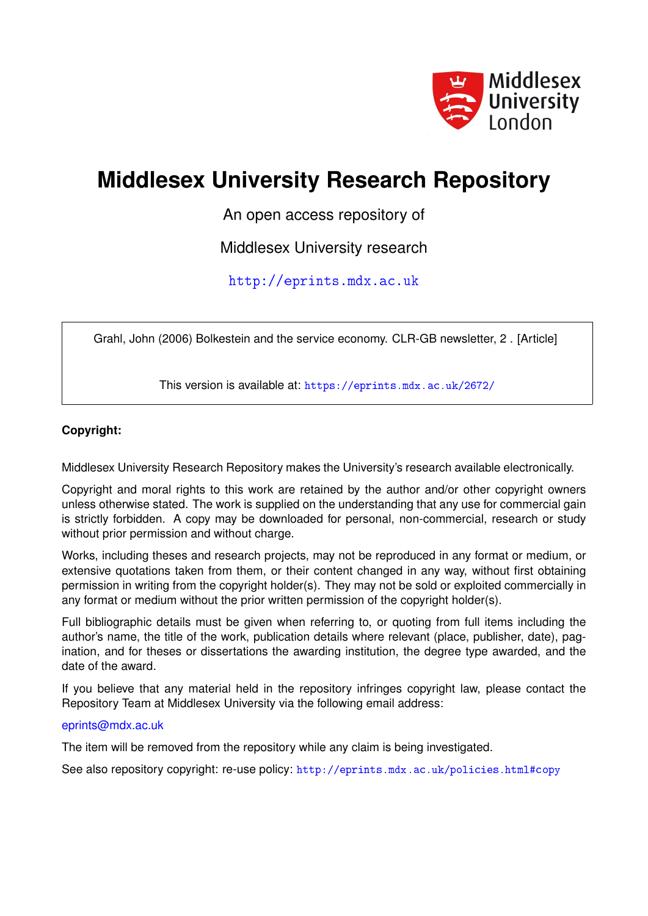# Middlesex University Research Repository

An open access repository of

Middlesex University research

http://eprints.mdx.ac.uk

Grahl, John (2006) Bolkestein and the service economy. CLR-GB newsletter, 2 . [Article]

This version is available at: https://eprints.mdx.ac.uk/2672/

**Copyright:**

Middlesex University Research Repository makes the University's research available electronically.

Copyright and moral rights to this work are retained by the author and/or other copyright owners unless otherwise stated. The work is supplied on the understanding that any use for commercial gain is strictly forbidden. A copy may be downloaded for personal, non-commercial, research or study without prior permission and without charge.

Works, including theses and research projects, may not be reproduced in any format or medium, or extensive quotations taken from them, or their content changed in any way, without first obtaining permission in writing from the copyright holder(s). They may not be sold or exploited commercially in any format or medium without the prior written permission of the copyright holder(s).

Full bibliographic details must be given when referring to, or quoting from full items including the author's name, the title of the work, publication details where relevant (place, publisher, date), pagination, and for theses or dissertations the awarding institution, the degree type awarded, and the date of the award.

If you believe that any material held in the repository infringes copyright law, please contact the Repository Team at Middlesex University via the following email address:

eprints@mdx.ac.uk

The item will be removed from the repository while any claim is being investigated.

See also repository copyright: re-use policy: http://eprints.mdx.ac.uk/policies.html#copy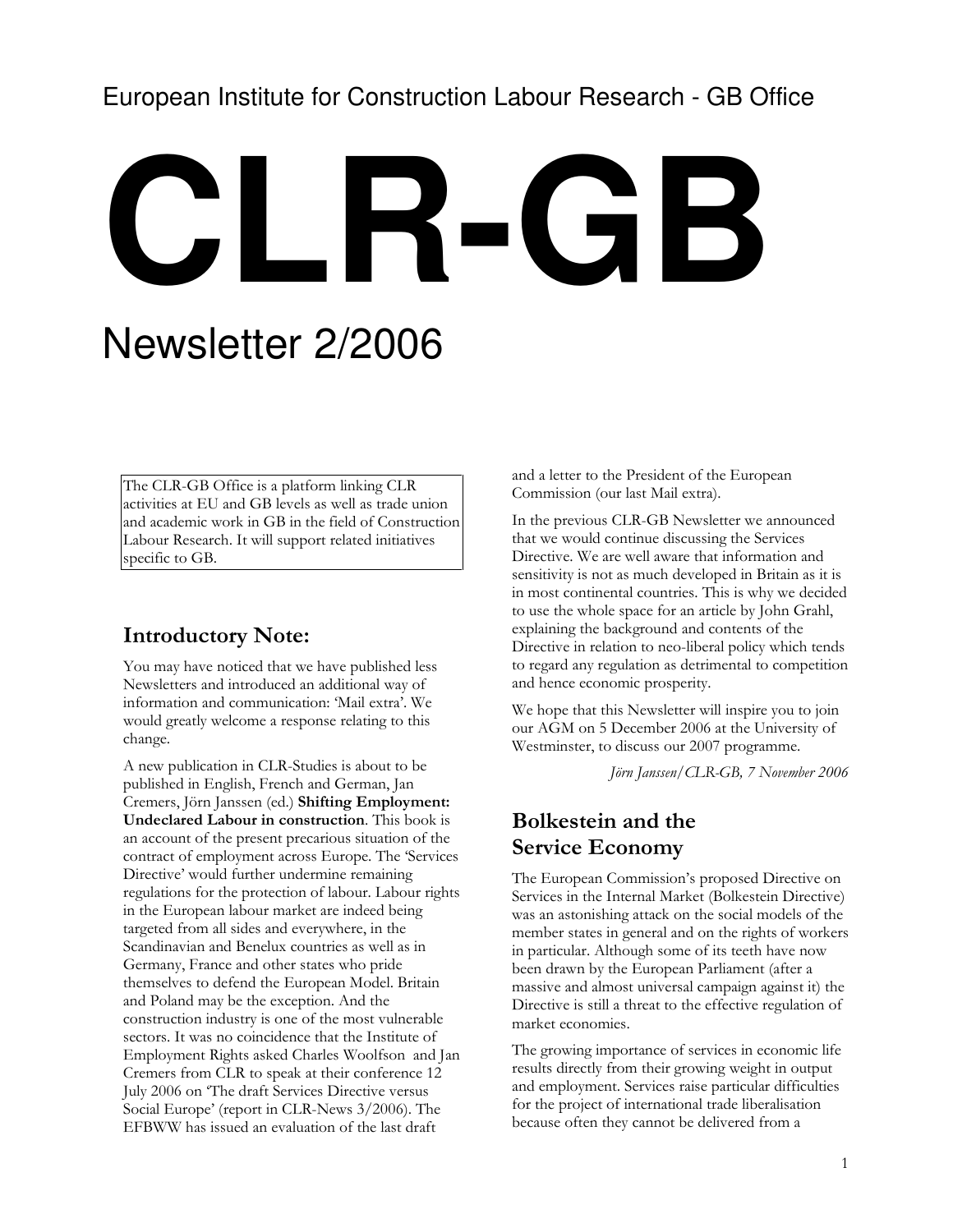European Institute for Construction Labour Research - GB Office

# CLR-GB

Newsletter 2/2006

The CLR-GB Office is a platform linking CLR activities at EU and GB levels as well as trade union and academic work in GB in the field of Construction Labour Research. It will support related initiatives specific to GB.

## Introductory Note:

You may have noticed that we have published less Newsletters and introduced an additional way of information and communication: 'Mail extra'. We would greatly welcome a response relating to this change.

A new publication in CLR-Studies is about to be published in English, French and German, Jan Cremers, Jörn Janssen (ed.) **Shifting Employment: Undeclared Labour in construction**. This book is an account of the present precarious situation of the contract of employment across Europe. The 'Services Directive' would further undermine remaining regulations for the protection of labour. Labour rights in the European labour market are indeed being targeted from all sides and everywhere, in the Scandinavian and Benelux countries as well as in Germany, France and other states who pride themselves to defend the European Model. Britain and Poland may be the exception. And the construction industry is one of the most vulnerable sectors. It was no coincidence that the Institute of Employment Rights asked Charles Woolfson and Jan Cremers from CLR to speak at their conference 12 July 2006 on 'The draft Services Directive versus Social Europe' (report in CLR-News 3/2006). The EFBWW has issued an evaluation of the last draft and a letter to the President of the European Commission (our last Mail extra).

In the previous CLR-GB Newsletter we announced that we would continue discussing the Services Directive. We are well aware that information and sensitivity is not as much developed in Britain as it is in most continental countries. This is why we decided to use the whole space for an article by John Grahl, explaining the background and contents of the Directive in relation to neo-liberal policy which tends to regard any regulation as detrimental to competition and hence economic prosperity.

We hope that this Newsletter will inspire you to join our AGM on 5 December 2006 at the University of Westminster, to discuss our 2007 programme.

*Jörn Janssen/CLR-GB, 7 November 2006*

## Bolkestein and the Service Economy

The European Commission's proposed Directive on Services in the Internal Market (Bolkestein Directive) was an astonishing attack on the social models of the member states in general and on the rights of workers in particular. Although some of its teeth have now been drawn by the European Parliament (after a massive and almost universal campaign against it) the Directive is still a threat to the effective regulation of market economies.

The growing importance of services in economic life results directly from their growing weight in output and employment. Services raise particular difficulties for the project of international trade liberalisation because often they cannot be delivered from a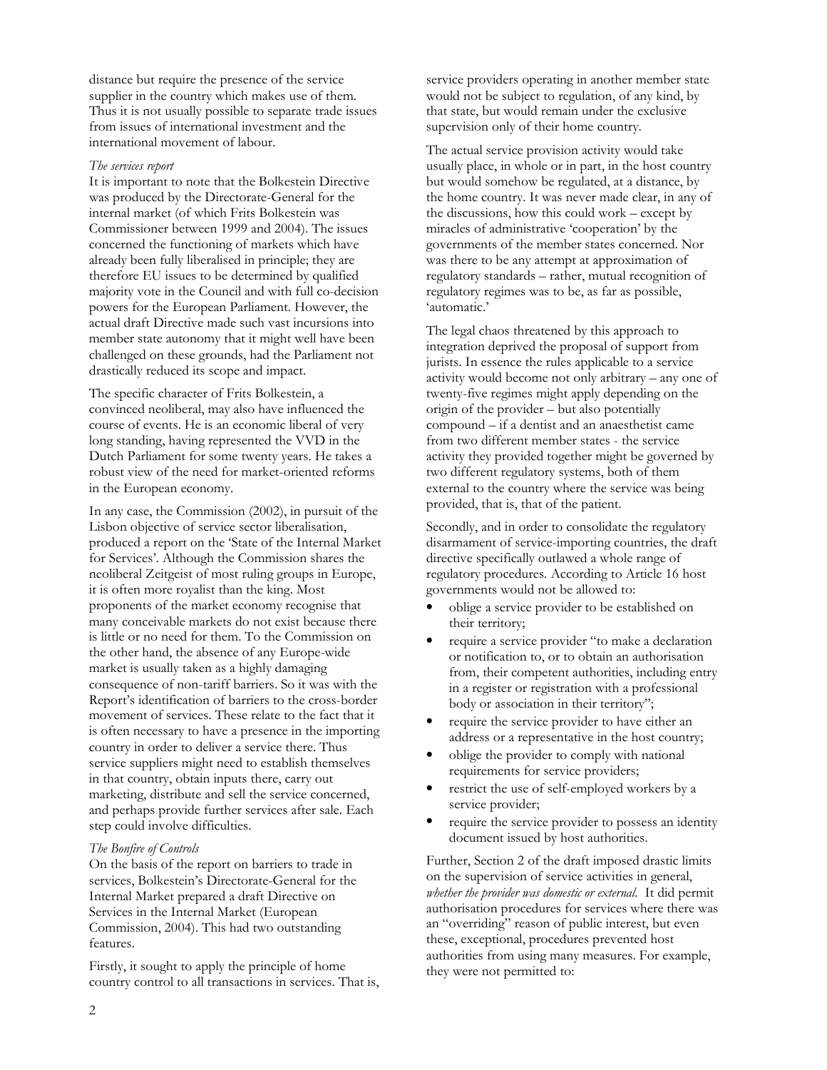distance but require the presence of the service supplier in the country which makes use of them. Thus it is not usually possible to separate trade issues from issues of international investment and the international movement of labour.

*The services report*

It is important to note that the Bolkestein Directive was produced by the Directorate-General for the internal market (of which Frits Bolkestein was Commissioner between 1999 and 2004). The issues concerned the functioning of markets which have already been fully liberalised in principle; they are therefore EU issues to be determined by qualified majority vote in the Council and with full co-decision powers for the European Parliament. However, the actual draft Directive made such vast incursions into member state autonomy that it might well have been challenged on these grounds, had the Parliament not drastically reduced its scope and impact.

The specific character of Frits Bolkestein, a convinced neoliberal, may also have influenced the course of events. He is an economic liberal of very long standing, having represented the VVD in the Dutch Parliament for some twenty years. He takes a robust view of the need for market-oriented reforms in the European economy.

In any case, the Commission (2002), in pursuit of the Lisbon objective of service sector liberalisation, produced a report on the 'State of the Internal Market for Services'. Although the Commission shares the neoliberal Zeitgeist of most ruling groups in Europe, it is often more royalist than the king. Most proponents of the market economy recognise that many conceivable markets do not exist because there is little or no need for them. To the Commission on the other hand, the absence of any Europe-wide market is usually taken as a highly damaging consequence of non-tariff barriers. So it was with the Report's identification of barriers to the cross-border movement of services. These relate to the fact that it is often necessary to have a presence in the importing country in order to deliver a service there. Thus service suppliers might need to establish themselves in that country, obtain inputs there, carry out marketing, distribute and sell the service concerned, and perhaps provide further services after sale. Each step could involve difficulties.

*The Bonfire of Controls*

On the basis of the report on barriers to trade in services, Bolkestein's Directorate-General for the Internal Market prepared a draft Directive on Services in the Internal Market (European Commission, 2004). This had two outstanding features.

Firstly, it sought to apply the principle of home country control to all transactions in services. That is, service providers operating in another member state would not be subject to regulation, of any kind, by that state, but would remain under the exclusive supervision only of their home country.

The actual service provision activity would take usually place, in whole or in part, in the host country but would somehow be regulated, at a distance, by the home country. It was never made clear, in any of the discussions, how this could work – except by miracles of administrative 'cooperation' by the governments of the member states concerned. Nor was there to be any attempt at approximation of regulatory standards – rather, mutual recognition of regulatory regimes was to be, as far as possible, 'automatic.'

The legal chaos threatened by this approach to integration deprived the proposal of support from jurists. In essence the rules applicable to a service activity would become not only arbitrary – any one of twenty-five regimes might apply depending on the origin of the provider – but also potentially compound – if a dentist and an anaesthetist came from two different member states - the service activity they provided together might be governed by two different regulatory systems, both of them external to the country where the service was being provided, that is, that of the patient.

Secondly, and in order to consolidate the regulatory disarmament of service-importing countries, the draft directive specifically outlawed a whole range of regulatory procedures. According to Article 16 host governments would not be allowed to:

- oblige a service provider to be established on their territory;
- require a service provider "to make a declaration or notification to, or to obtain an authorisation from, their competent authorities, including entry in a register or registration with a professional body or association in their territory";
- require the service provider to have either an address or a representative in the host country;
- oblige the provider to comply with national requirements for service providers;
- restrict the use of self-employed workers by a service provider;
- require the service provider to possess an identity document issued by host authorities.

Further, Section 2 of the draft imposed drastic limits on the supervision of service activities in general, *whether the provider was domestic or external.* It did permit authorisation procedures for services where there was an "overriding" reason of public interest, but even these, exceptional, procedures prevented host authorities from using many measures. For example, they were not permitted to: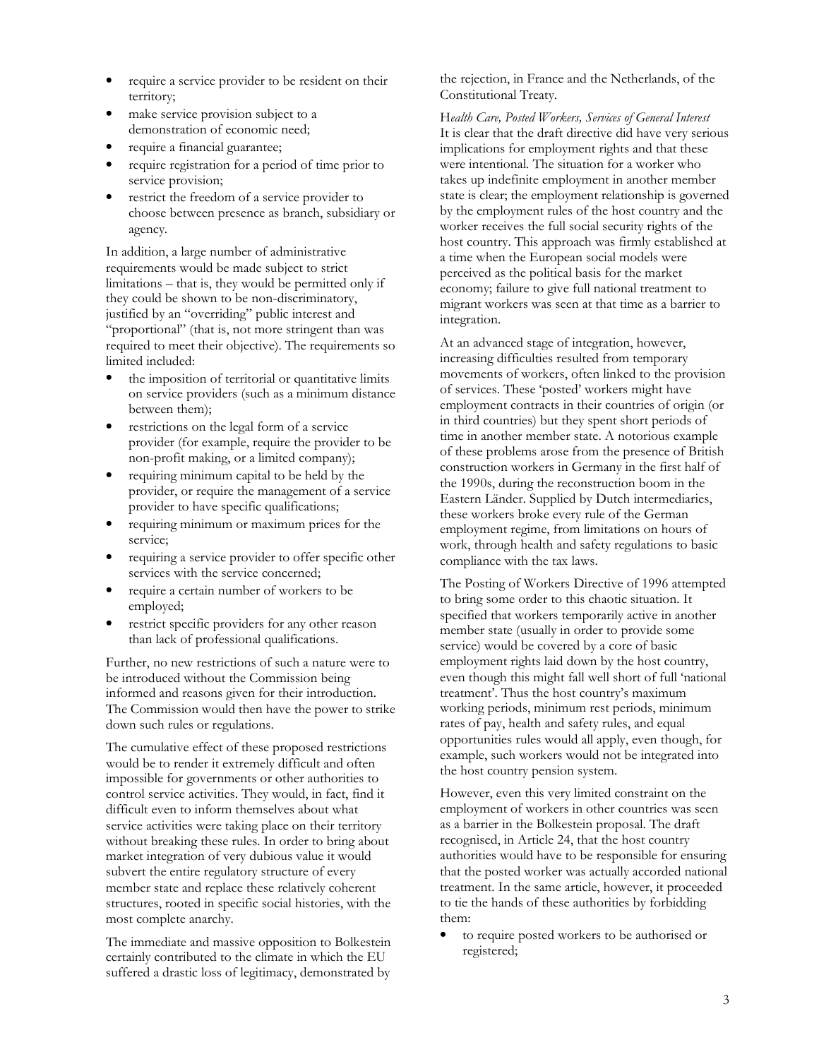- require a service provider to be resident on their territory;
- make service provision subject to a demonstration of economic need;
- require a financial guarantee;
- require registration for a period of time prior to service provision;
- restrict the freedom of a service provider to choose between presence as branch, subsidiary or agency.

In addition, a large number of administrative requirements would be made subject to strict limitations – that is, they would be permitted only if they could be shown to be non-discriminatory, justified by an "overriding" public interest and "proportional" (that is, not more stringent than was required to meet their objective). The requirements so limited included:

- the imposition of territorial or quantitative limits on service providers (such as a minimum distance between them);
- restrictions on the legal form of a service provider (for example, require the provider to be non-profit making, or a limited company);
- requiring minimum capital to be held by the provider, or require the management of a service provider to have specific qualifications;
- requiring minimum or maximum prices for the service;
- requiring a service provider to offer specific other services with the service concerned;
- require a certain number of workers to be employed;
- restrict specific providers for any other reason than lack of professional qualifications.

Further, no new restrictions of such a nature were to be introduced without the Commission being informed and reasons given for their introduction. The Commission would then have the power to strike down such rules or regulations.

The cumulative effect of these proposed restrictions would be to render it extremely difficult and often impossible for governments or other authorities to control service activities. They would, in fact, find it difficult even to inform themselves about what service activities were taking place on their territory without breaking these rules. In order to bring about market integration of very dubious value it would subvert the entire regulatory structure of every member state and replace these relatively coherent structures, rooted in specific social histories, with the most complete anarchy.

The immediate and massive opposition to Bolkestein certainly contributed to the climate in which the EU suffered a drastic loss of legitimacy, demonstrated by the rejection, in France and the Netherlands, of the Constitutional Treaty.

*Health Care, Posted Workers, Services of General Interest*

It is clear that the draft directive did have very serious implications for employment rights and that these were intentional. The situation for a worker who takes up indefinite employment in another member state is clear; the employment relationship is governed by the employment rules of the host country and the worker receives the full social security rights of the host country. This approach was firmly established at a time when the European social models were perceived as the political basis for the market economy; failure to give full national treatment to migrant workers was seen at that time as a barrier to integration.

At an advanced stage of integration, however, increasing difficulties resulted from temporary movements of workers, often linked to the provision of services. These 'posted' workers might have employment contracts in their countries of origin (or in third countries) but they spent short periods of time in another member state. A notorious example of these problems arose from the presence of British construction workers in Germany in the first half of the 1990s, during the reconstruction boom in the Eastern Länder. Supplied by Dutch intermediaries, these workers broke every rule of the German employment regime, from limitations on hours of work, through health and safety regulations to basic compliance with the tax laws.

The Posting of Workers Directive of 1996 attempted to bring some order to this chaotic situation. It specified that workers temporarily active in another member state (usually in order to provide some service) would be covered by a core of basic employment rights laid down by the host country, even though this might fall well short of full 'national treatment'. Thus the host country's maximum working periods, minimum rest periods, minimum rates of pay, health and safety rules, and equal opportunities rules would all apply, even though, for example, such workers would not be integrated into the host country pension system.

However, even this very limited constraint on the employment of workers in other countries was seen as a barrier in the Bolkestein proposal. The draft recognised, in Article 24, that the host country authorities would have to be responsible for ensuring that the posted worker was actually accorded national treatment. In the same article, however, it proceeded to tie the hands of these authorities by forbidding them:

- to require posted workers to be authorised or registered;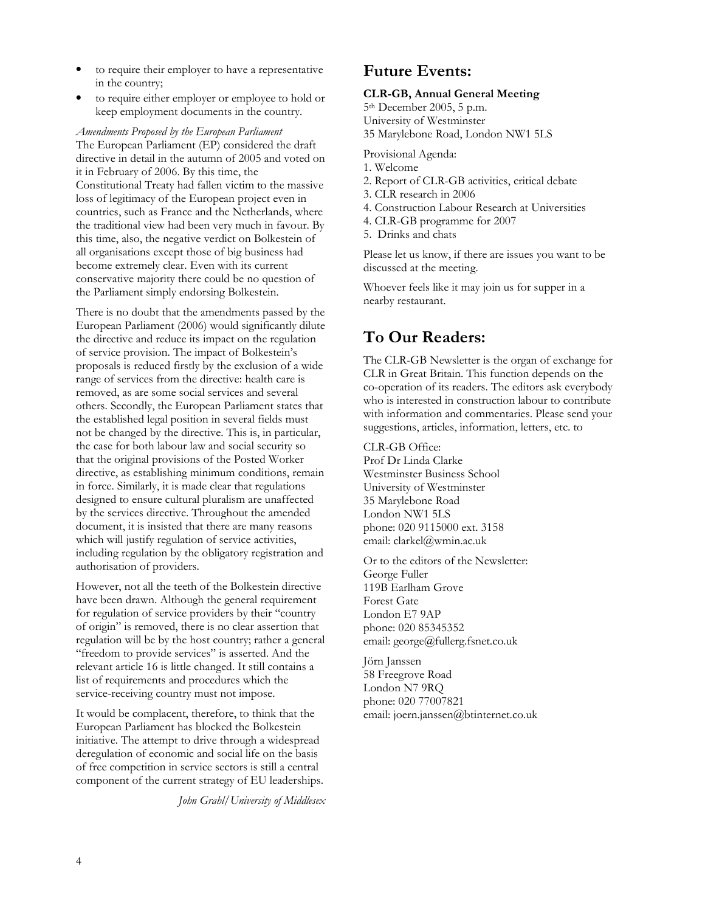- to require their employer to have a representative in the country;
- to require either employer or employee to hold or keep employment documents in the country.

*Amendments Proposed by the European Parliament*

The European Parliament (EP) considered the draft directive in detail in the autumn of 2005 and voted on it in February of 2006. By this time, the Constitutional Treaty had fallen victim to the massive loss of legitimacy of the European project even in countries, such as France and the Netherlands, where the traditional view had been very much in favour. By this time, also, the negative verdict on Bolkestein of all organisations except those of big business had become extremely clear. Even with its current conservative majority there could be no question of the Parliament simply endorsing Bolkestein.

There is no doubt that the amendments passed by the European Parliament (2006) would significantly dilute the directive and reduce its impact on the regulation of service provision. The impact of Bolkestein's proposals is reduced firstly by the exclusion of a wide range of services from the directive: health care is removed, as are some social services and several others. Secondly, the European Parliament states that the established legal position in several fields must not be changed by the directive. This is, in particular, the case for both labour law and social security so that the original provisions of the Posted Worker directive, as establishing minimum conditions, remain in force. Similarly, it is made clear that regulations designed to ensure cultural pluralism are unaffected by the services directive. Throughout the amended document, it is insisted that there are many reasons which will justify regulation of service activities, including regulation by the obligatory registration and authorisation of providers.

However, not all the teeth of the Bolkestein directive have been drawn. Although the general requirement for regulation of service providers by their "country of origin" is removed, there is no clear assertion that regulation will be by the host country; rather a general "freedom to provide services" is asserted. And the relevant article 16 is little changed. It still contains a list of requirements and procedures which the service-receiving country must not impose.

It would be complacent, therefore, to think that the European Parliament has blocked the Bolkestein initiative. The attempt to drive through a widespread deregulation of economic and social life on the basis of free competition in service sectors is still a central component of the current strategy of EU leaderships.

*John Grahl/University of Middlesex*

# Future Events:

**CLR-GB, Annual General Meeting**

5th December 2005, 5 p.m.
University of Westminster
35 Marylebone Road, London NW1 5LS

Provisional Agenda:

1. Welcome
2. Report of CLR-GB activities, critical debate
3. CLR research in 2006
4. Construction Labour Research at Universities
4. CLR-GB programme for 2007
5. Drinks and chats

Please let us know, if there are issues you want to be discussed at the meeting.

Whoever feels like it may join us for supper in a nearby restaurant.

# To Our Readers:

The CLR-GB Newsletter is the organ of exchange for CLR in Great Britain. This function depends on the co-operation of its readers. The editors ask everybody who is interested in construction labour to contribute with information and commentaries. Please send your suggestions, articles, information, letters, etc. to

CLR-GB Office:
Prof Dr Linda Clarke
Westminster Business School
University of Westminster
35 Marylebone Road
London NW1 5LS
phone: 020 9115000 ext. 3158
email: clarkel@wmin.ac.uk

Or to the editors of the Newsletter:
George Fuller
119B Earlham Grove
Forest Gate
London E7 9AP
phone: 020 85345352
email: george@fullerg.fsnet.co.uk

Jörn Janssen
58 Freegrove Road
London N7 9RQ
phone: 020 77007821
email: joern.janssen@btinternet.co.uk